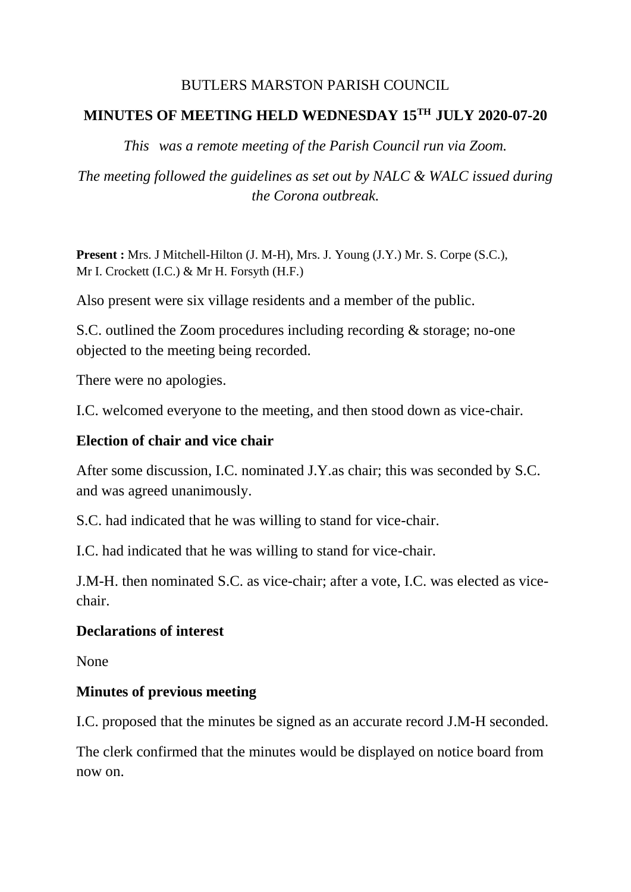BUTLERS MARSTON PARISH COUNCIL

# MINUTES OF MEETING HELD WEDNESDAY 15TH JULY 2020-07-20

*This was a remote meeting of the Parish Council run via Zoom.*

*The meeting followed the guidelines as set out by NALC & WALC issued during the Corona outbreak.*

**Present :** Mrs. J Mitchell-Hilton (J. M-H), Mrs. J. Young (J.Y.) Mr. S. Corpe (S.C.), Mr I. Crockett (I.C.) & Mr H. Forsyth (H.F.)

Also present were six village residents and a member of the public.

S.C. outlined the Zoom procedures including recording & storage; no-one objected to the meeting being recorded.

There were no apologies.

I.C. welcomed everyone to the meeting, and then stood down as vice-chair.

## Election of chair and vice chair

After some discussion, I.C. nominated J.Y.as chair; this was seconded by S.C. and was agreed unanimously.

S.C. had indicated that he was willing to stand for vice-chair.

I.C. had indicated that he was willing to stand for vice-chair.

J.M-H. then nominated S.C. as vice-chair; after a vote, I.C. was elected as vice-chair.

## Declarations of interest

None

## Minutes of previous meeting

I.C. proposed that the minutes be signed as an accurate record J.M-H seconded.

The clerk confirmed that the minutes would be displayed on notice board from now on.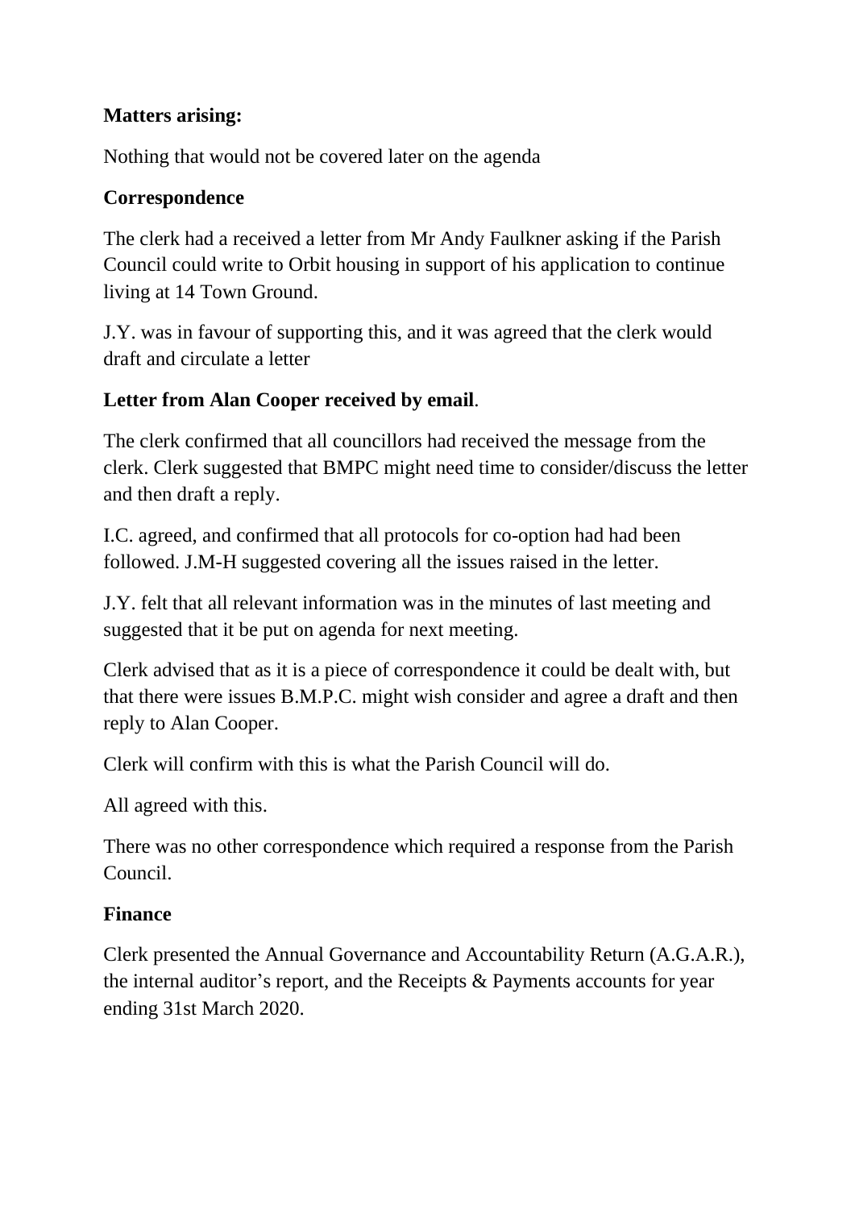**Matters arising:**

Nothing that would not be covered later on the agenda

**Correspondence**

The clerk had a received a letter from Mr Andy Faulkner asking if the Parish Council could write to Orbit housing in support of his application to continue living at 14 Town Ground.

J.Y. was in favour of supporting this, and it was agreed that the clerk would draft and circulate a letter

**Letter from Alan Cooper received by email**.

The clerk confirmed that all councillors had received the message from the clerk. Clerk suggested that BMPC might need time to consider/discuss the letter and then draft a reply.

I.C. agreed, and confirmed that all protocols for co-option had had been followed. J.M-H suggested covering all the issues raised in the letter.

J.Y. felt that all relevant information was in the minutes of last meeting and suggested that it be put on agenda for next meeting.

Clerk advised that as it is a piece of correspondence it could be dealt with, but that there were issues B.M.P.C. might wish consider and agree a draft and then reply to Alan Cooper.

Clerk will confirm with this is what the Parish Council will do.

All agreed with this.

There was no other correspondence which required a response from the Parish Council.

**Finance**

Clerk presented the Annual Governance and Accountability Return (A.G.A.R.), the internal auditor's report, and the Receipts & Payments accounts for year ending 31st March 2020.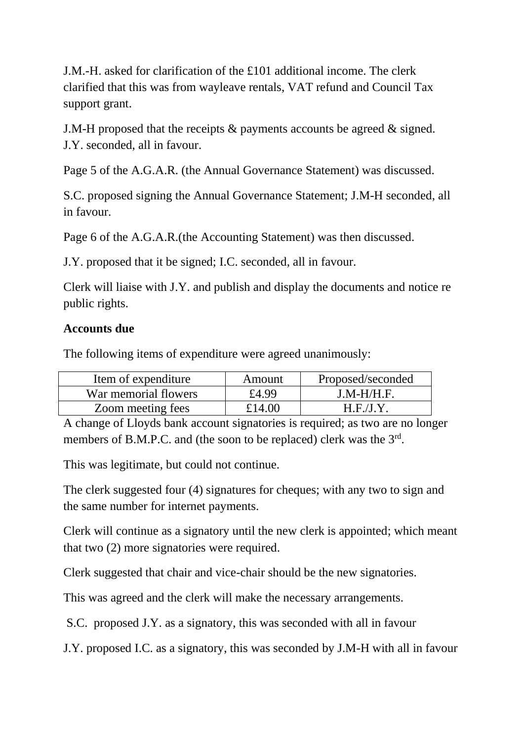J.M.-H. asked for clarification of the £101 additional income. The clerk clarified that this was from wayleave rentals, VAT refund and Council Tax support grant.

J.M-H proposed that the receipts & payments accounts be agreed & signed. J.Y. seconded, all in favour.

Page 5 of the A.G.A.R. (the Annual Governance Statement) was discussed.

S.C. proposed signing the Annual Governance Statement; J.M-H seconded, all in favour.

Page 6 of the A.G.A.R.(the Accounting Statement) was then discussed.

J.Y. proposed that it be signed; I.C. seconded, all in favour.

Clerk will liaise with J.Y. and publish and display the documents and notice re public rights.

**Accounts due**

The following items of expenditure were agreed unanimously:

| Item of expenditure | Amount | Proposed/seconded |
|---|---|---|
| War memorial flowers | £4.99 | J.M-H/H.F. |
| Zoom meeting fees | £14.00 | H.F./J.Y. |

A change of Lloyds bank account signatories is required; as two are no longer members of B.M.P.C. and (the soon to be replaced) clerk was the 3rd.

This was legitimate, but could not continue.

The clerk suggested four (4) signatures for cheques; with any two to sign and the same number for internet payments.

Clerk will continue as a signatory until the new clerk is appointed; which meant that two (2) more signatories were required.

Clerk suggested that chair and vice-chair should be the new signatories.

This was agreed and the clerk will make the necessary arrangements.

S.C. proposed J.Y. as a signatory, this was seconded with all in favour

J.Y. proposed I.C. as a signatory, this was seconded by J.M-H with all in favour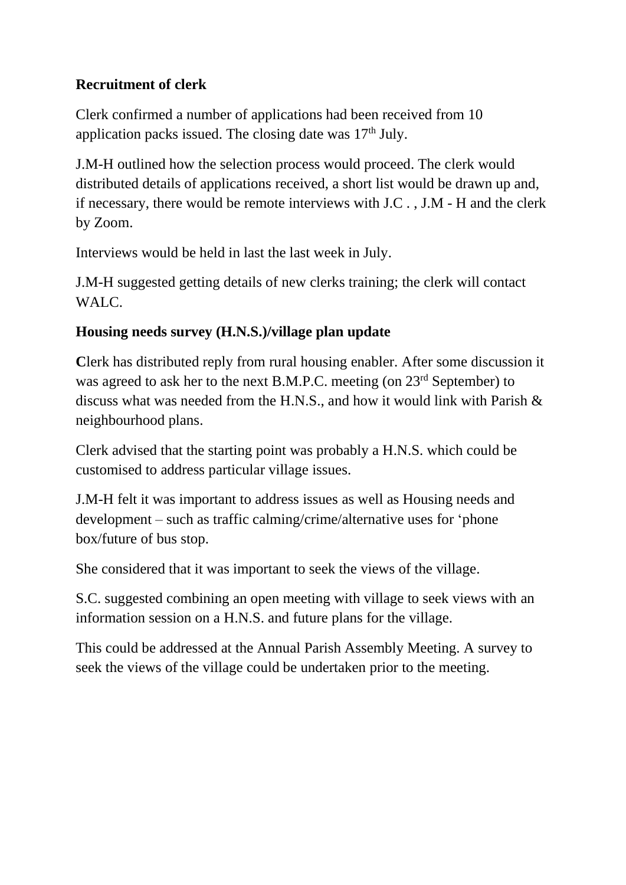**Recruitment of clerk**

Clerk confirmed a number of applications had been received from 10 application packs issued. The closing date was 17th July.

J.M-H outlined how the selection process would proceed. The clerk would distributed details of applications received, a short list would be drawn up and, if necessary, there would be remote interviews with J.C . , J.M - H and the clerk by Zoom.

Interviews would be held in last the last week in July.

J.M-H suggested getting details of new clerks training; the clerk will contact WALC.

**Housing needs survey (H.N.S.)/village plan update**

**C**lerk has distributed reply from rural housing enabler. After some discussion it was agreed to ask her to the next B.M.P.C. meeting (on 23rd September) to discuss what was needed from the H.N.S., and how it would link with Parish & neighbourhood plans.

Clerk advised that the starting point was probably a H.N.S. which could be customised to address particular village issues.

J.M-H felt it was important to address issues as well as Housing needs and development – such as traffic calming/crime/alternative uses for 'phone box/future of bus stop.

She considered that it was important to seek the views of the village.

S.C. suggested combining an open meeting with village to seek views with an information session on a H.N.S. and future plans for the village.

This could be addressed at the Annual Parish Assembly Meeting. A survey to seek the views of the village could be undertaken prior to the meeting.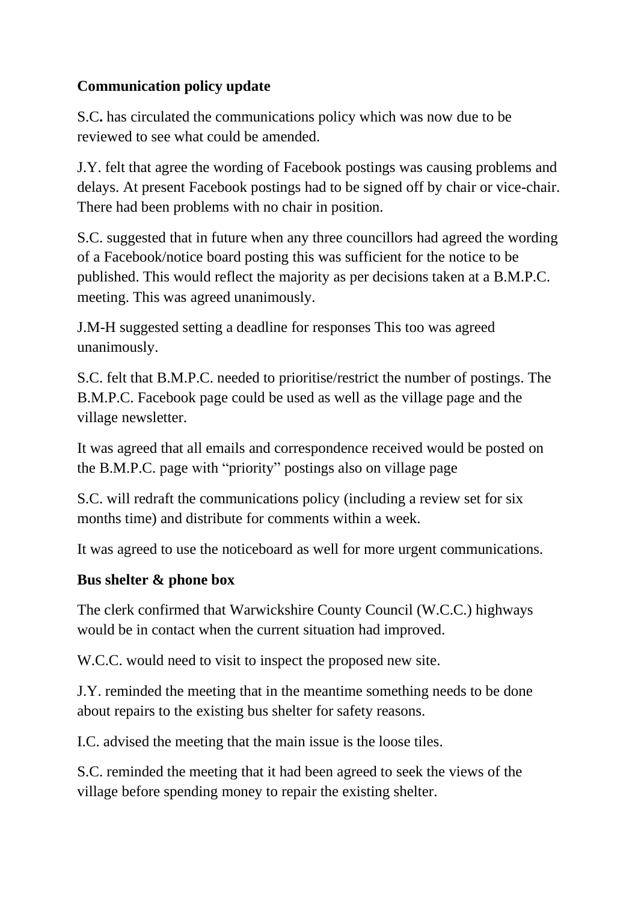**Communication policy update**

S.C**.** has circulated the communications policy which was now due to be reviewed to see what could be amended.

J.Y. felt that agree the wording of Facebook postings was causing problems and delays. At present Facebook postings had to be signed off by chair or vice-chair. There had been problems with no chair in position.

S.C. suggested that in future when any three councillors had agreed the wording of a Facebook/notice board posting this was sufficient for the notice to be published. This would reflect the majority as per decisions taken at a B.M.P.C. meeting. This was agreed unanimously.

J.M-H suggested setting a deadline for responses This too was agreed unanimously.

S.C. felt that B.M.P.C. needed to prioritise/restrict the number of postings. The B.M.P.C. Facebook page could be used as well as the village page and the village newsletter.

It was agreed that all emails and correspondence received would be posted on the B.M.P.C. page with "priority" postings also on village page

S.C. will redraft the communications policy (including a review set for six months time) and distribute for comments within a week.

It was agreed to use the noticeboard as well for more urgent communications.

**Bus shelter & phone box**

The clerk confirmed that Warwickshire County Council (W.C.C.) highways would be in contact when the current situation had improved.

W.C.C. would need to visit to inspect the proposed new site.

J.Y. reminded the meeting that in the meantime something needs to be done about repairs to the existing bus shelter for safety reasons.

I.C. advised the meeting that the main issue is the loose tiles.

S.C. reminded the meeting that it had been agreed to seek the views of the village before spending money to repair the existing shelter.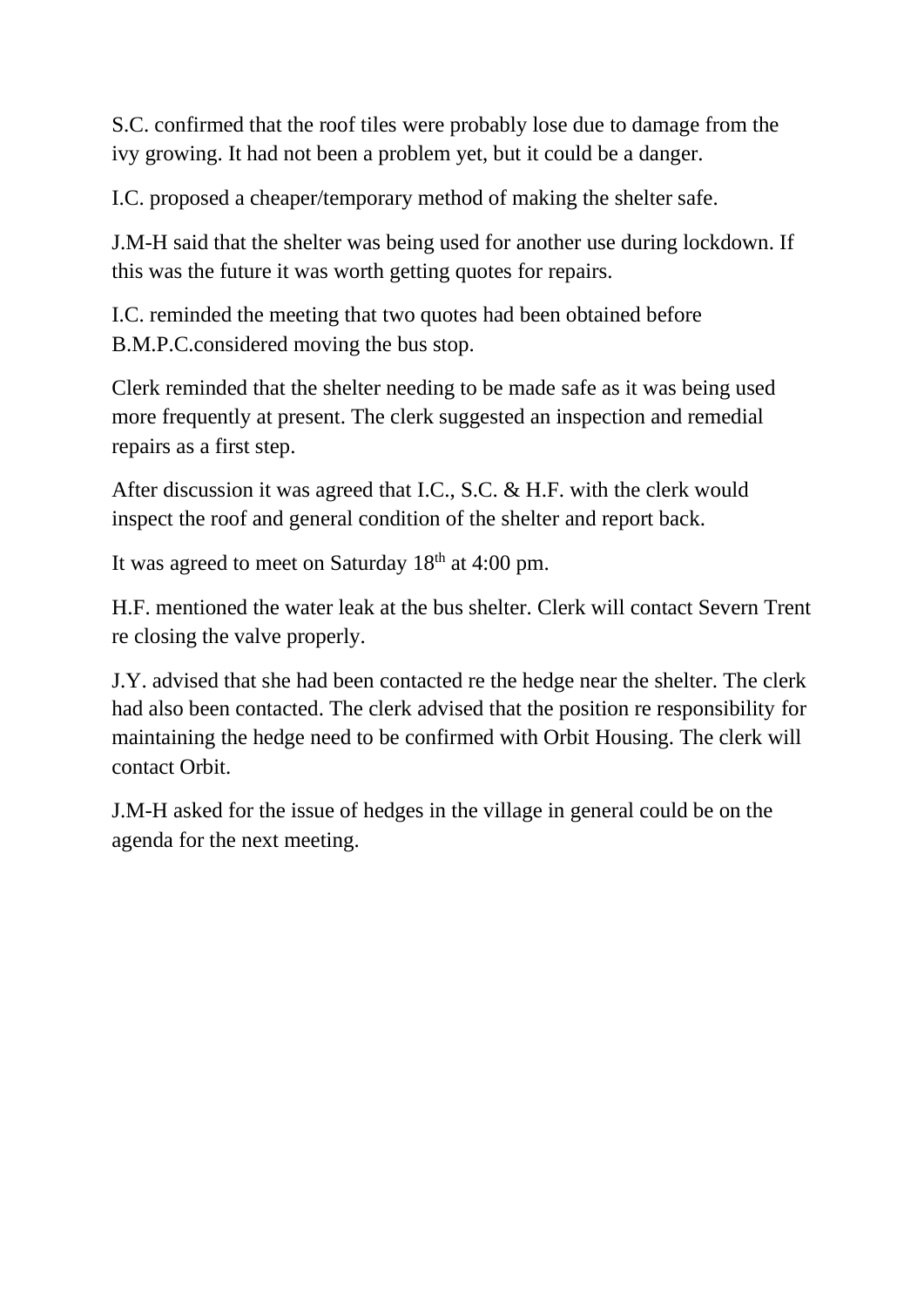S.C. confirmed that the roof tiles were probably lose due to damage from the ivy growing. It had not been a problem yet, but it could be a danger.

I.C. proposed a cheaper/temporary method of making the shelter safe.

J.M-H said that the shelter was being used for another use during lockdown. If this was the future it was worth getting quotes for repairs.

I.C. reminded the meeting that two quotes had been obtained before B.M.P.C.considered moving the bus stop.

Clerk reminded that the shelter needing to be made safe as it was being used more frequently at present. The clerk suggested an inspection and remedial repairs as a first step.

After discussion it was agreed that I.C., S.C. & H.F. with the clerk would inspect the roof and general condition of the shelter and report back.

It was agreed to meet on Saturday 18th at 4:00 pm.

H.F. mentioned the water leak at the bus shelter. Clerk will contact Severn Trent re closing the valve properly.

J.Y. advised that she had been contacted re the hedge near the shelter. The clerk had also been contacted. The clerk advised that the position re responsibility for maintaining the hedge need to be confirmed with Orbit Housing. The clerk will contact Orbit.

J.M-H asked for the issue of hedges in the village in general could be on the agenda for the next meeting.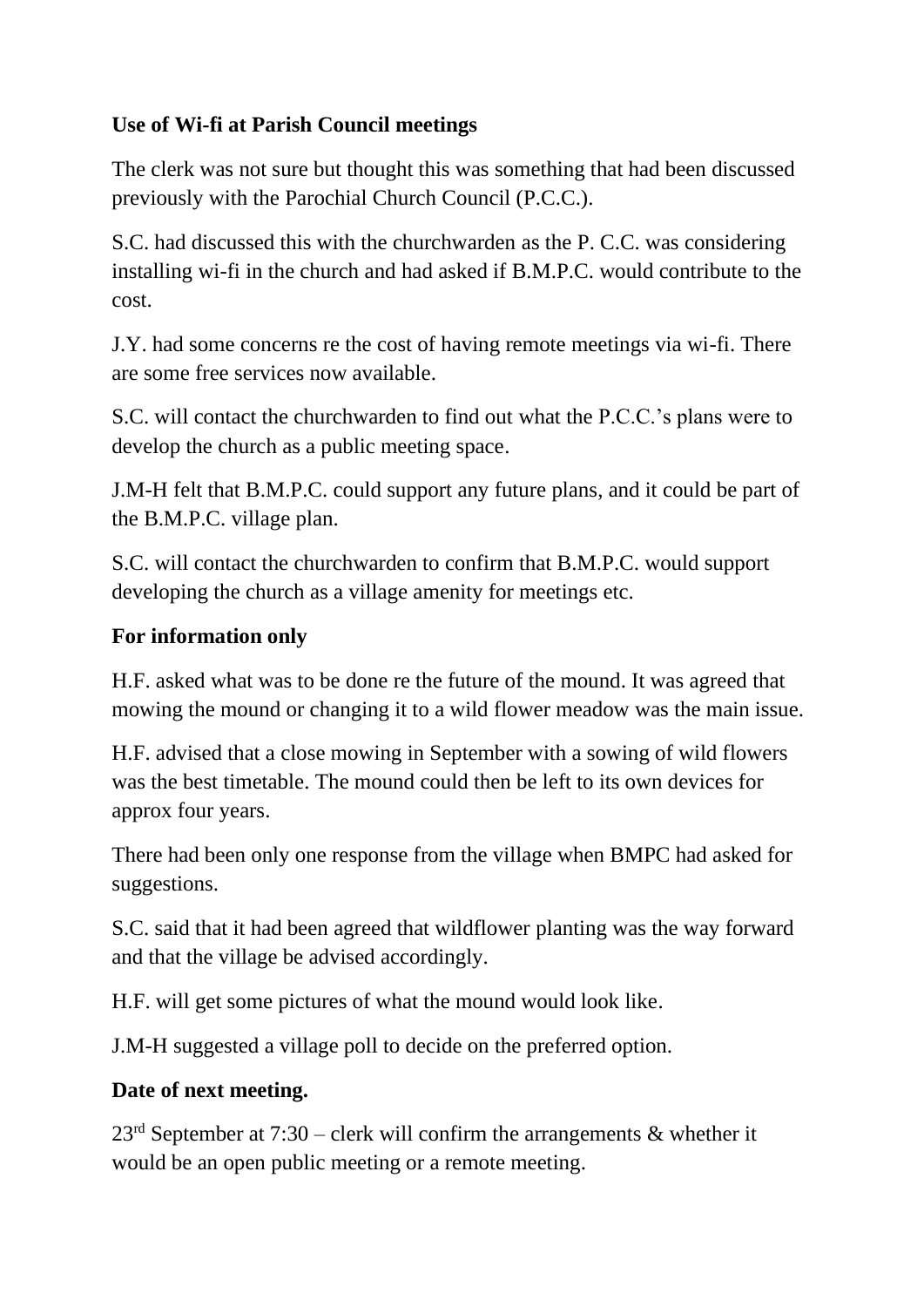**Use of Wi-fi at Parish Council meetings**

The clerk was not sure but thought this was something that had been discussed previously with the Parochial Church Council (P.C.C.).

S.C. had discussed this with the churchwarden as the P. C.C. was considering installing wi-fi in the church and had asked if B.M.P.C. would contribute to the cost.

J.Y. had some concerns re the cost of having remote meetings via wi-fi. There are some free services now available.

S.C. will contact the churchwarden to find out what the P.C.C.'s plans were to develop the church as a public meeting space.

J.M-H felt that B.M.P.C. could support any future plans, and it could be part of the B.M.P.C. village plan.

S.C. will contact the churchwarden to confirm that B.M.P.C. would support developing the church as a village amenity for meetings etc.

**For information only**

H.F. asked what was to be done re the future of the mound. It was agreed that mowing the mound or changing it to a wild flower meadow was the main issue.

H.F. advised that a close mowing in September with a sowing of wild flowers was the best timetable. The mound could then be left to its own devices for approx four years.

There had been only one response from the village when BMPC had asked for suggestions.

S.C. said that it had been agreed that wildflower planting was the way forward and that the village be advised accordingly.

H.F. will get some pictures of what the mound would look like.

J.M-H suggested a village poll to decide on the preferred option.

**Date of next meeting.**

23rd September at 7:30 – clerk will confirm the arrangements & whether it would be an open public meeting or a remote meeting.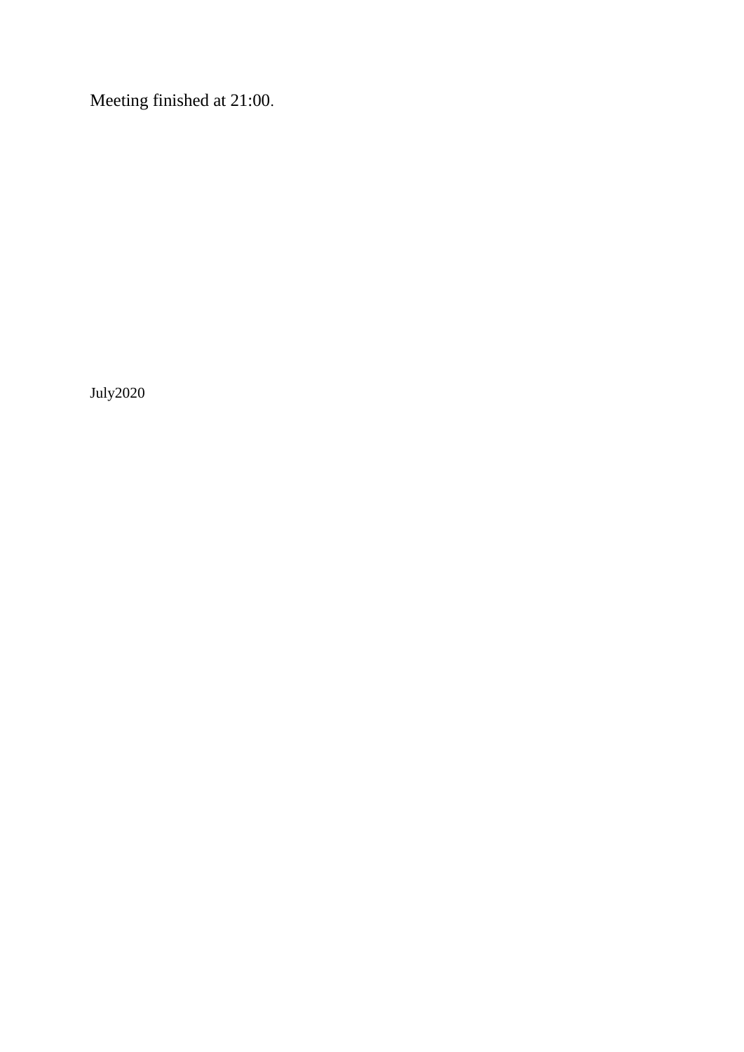Meeting finished at 21:00.

July2020